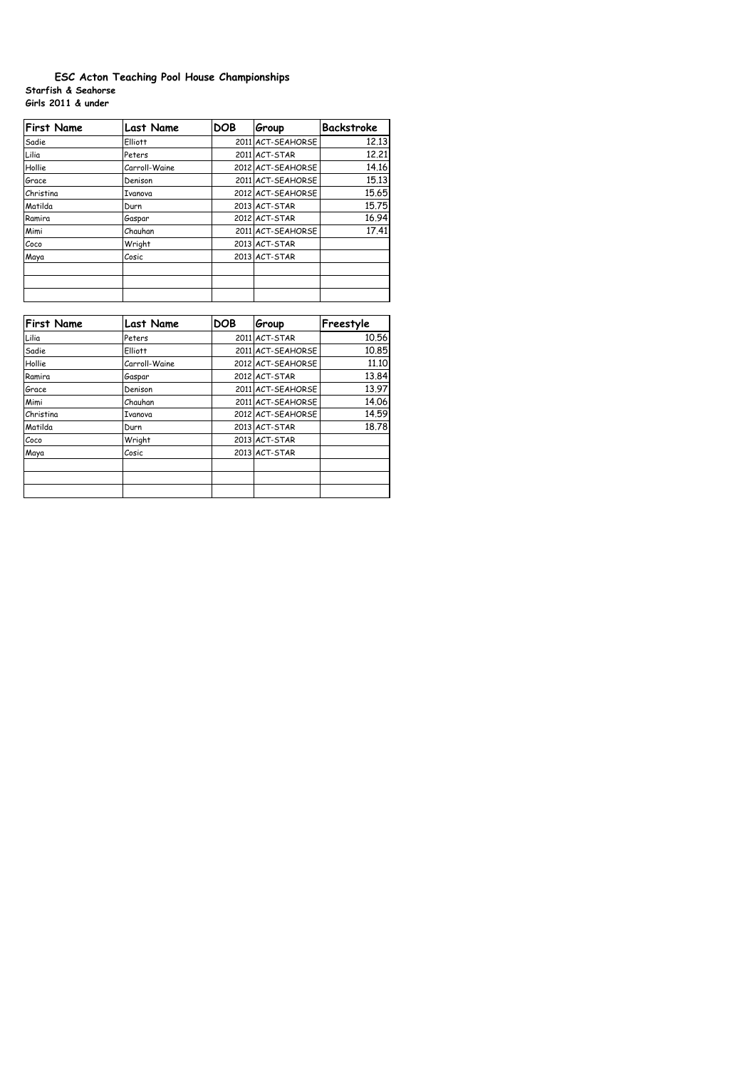# ESC Acton Teaching Pool House Championships

**Starfish & Seahorse**

**Girls 2011 & under**

| First Name | Last Name | DOB | Group | Backstroke |
|---|---|---|---|---|
| Sadie | Elliott | 2011 | ACT-SEAHORSE | 12.13 |
| Lilia | Peters | 2011 | ACT-STAR | 12.21 |
| Hollie | Carroll-Waine | 2012 | ACT-SEAHORSE | 14.16 |
| Grace | Denison | 2011 | ACT-SEAHORSE | 15.13 |
| Christina | Ivanova | 2012 | ACT-SEAHORSE | 15.65 |
| Matilda | Durn | 2013 | ACT-STAR | 15.75 |
| Ramira | Gaspar | 2012 | ACT-STAR | 16.94 |
| Mimi | Chauhan | 2011 | ACT-SEAHORSE | 17.41 |
| Coco | Wright | 2013 | ACT-STAR | |
| Maya | Cosic | 2013 | ACT-STAR | |
| | | | | |
| | | | | |
| | | | | |

| First Name | Last Name | DOB | Group | Freestyle |
|---|---|---|---|---|
| Lilia | Peters | 2011 | ACT-STAR | 10.56 |
| Sadie | Elliott | 2011 | ACT-SEAHORSE | 10.85 |
| Hollie | Carroll-Waine | 2012 | ACT-SEAHORSE | 11.10 |
| Ramira | Gaspar | 2012 | ACT-STAR | 13.84 |
| Grace | Denison | 2011 | ACT-SEAHORSE | 13.97 |
| Mimi | Chauhan | 2011 | ACT-SEAHORSE | 14.06 |
| Christina | Ivanova | 2012 | ACT-SEAHORSE | 14.59 |
| Matilda | Durn | 2013 | ACT-STAR | 18.78 |
| Coco | Wright | 2013 | ACT-STAR | |
| Maya | Cosic | 2013 | ACT-STAR | |
| | | | | |
| | | | | |
| | | | | |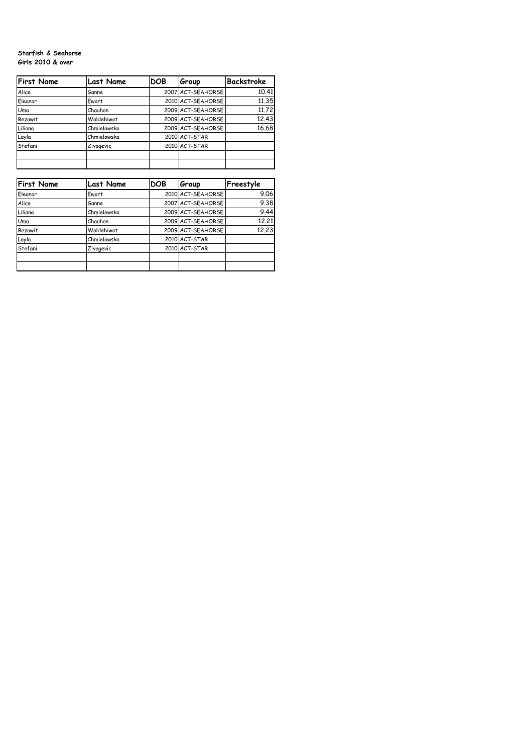**Starfish & Seahorse**
**Girls 2010 & over**

| First Name | Last Name | DOB | Group | Backstroke |
|---|---|---|---|---|
| Alice | Ganne | 2007 | ACT-SEAHORSE | 10.41 |
| Eleanor | Ewart | 2010 | ACT-SEAHORSE | 11.35 |
| Uma | Chauhan | 2009 | ACT-SEAHORSE | 11.72 |
| Bezawit | Woldehiwot | 2009 | ACT-SEAHORSE | 12.43 |
| Liliana | Chmielowska | 2009 | ACT-SEAHORSE | 16.68 |
| Layla | Chmielowska | 2010 | ACT-STAR | |
| Stefani | Zivagevic | 2010 | ACT-STAR | |
| | | | | |
| | | | | |

| First Name | Last Name | DOB | Group | Freestyle |
|---|---|---|---|---|
| Eleanor | Ewart | 2010 | ACT-SEAHORSE | 9.06 |
| Alice | Ganne | 2007 | ACT-SEAHORSE | 9.38 |
| Liliana | Chmielowska | 2009 | ACT-SEAHORSE | 9.44 |
| Uma | Chauhan | 2009 | ACT-SEAHORSE | 12.21 |
| Bezawit | Woldehiwot | 2009 | ACT-SEAHORSE | 12.23 |
| Layla | Chmielowska | 2010 | ACT-STAR | |
| Stefani | Zivagevic | 2010 | ACT-STAR | |
| | | | | |
| | | | | |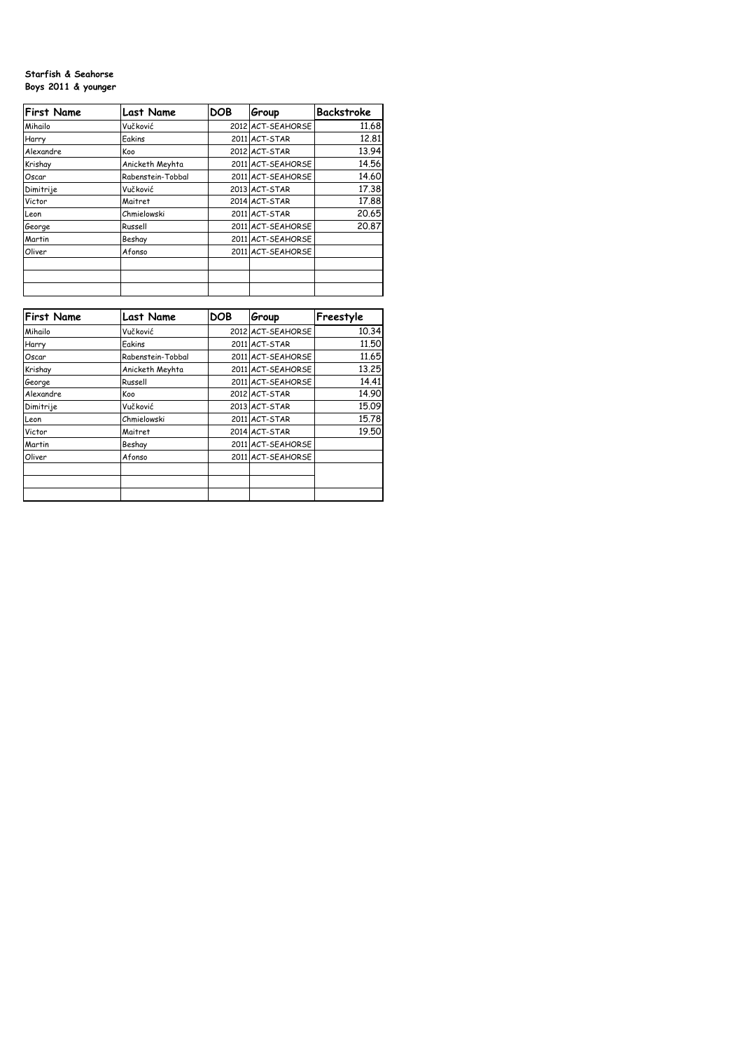**Starfish & Seahorse**
**Boys 2011 & younger**

| First Name | Last Name | DOB | Group | Backstroke |
|---|---|---|---|---|
| Mihailo | Vučković | 2012 | ACT-SEAHORSE | 11.68 |
| Harry | Eakins | 2011 | ACT-STAR | 12.81 |
| Alexandre | Koo | 2012 | ACT-STAR | 13.94 |
| Krishay | Anicketh Meyhta | 2011 | ACT-SEAHORSE | 14.56 |
| Oscar | Rabenstein-Tobbal | 2011 | ACT-SEAHORSE | 14.60 |
| Dimitrije | Vučković | 2013 | ACT-STAR | 17.38 |
| Victor | Maitret | 2014 | ACT-STAR | 17.88 |
| Leon | Chmielowski | 2011 | ACT-STAR | 20.65 |
| George | Russell | 2011 | ACT-SEAHORSE | 20.87 |
| Martin | Beshay | 2011 | ACT-SEAHORSE | |
| Oliver | Afonso | 2011 | ACT-SEAHORSE | |
| | | | | |
| | | | | |
| | | | | |

| First Name | Last Name | DOB | Group | Freestyle |
|---|---|---|---|---|
| Mihailo | Vučković | 2012 | ACT-SEAHORSE | 10.34 |
| Harry | Eakins | 2011 | ACT-STAR | 11.50 |
| Oscar | Rabenstein-Tobbal | 2011 | ACT-SEAHORSE | 11.65 |
| Krishay | Anicketh Meyhta | 2011 | ACT-SEAHORSE | 13.25 |
| George | Russell | 2011 | ACT-SEAHORSE | 14.41 |
| Alexandre | Koo | 2012 | ACT-STAR | 14.90 |
| Dimitrije | Vučković | 2013 | ACT-STAR | 15.09 |
| Leon | Chmielowski | 2011 | ACT-STAR | 15.78 |
| Victor | Maitret | 2014 | ACT-STAR | 19.50 |
| Martin | Beshay | 2011 | ACT-SEAHORSE | |
| Oliver | Afonso | 2011 | ACT-SEAHORSE | |
| | | | | |
| | | | | |
| | | | | |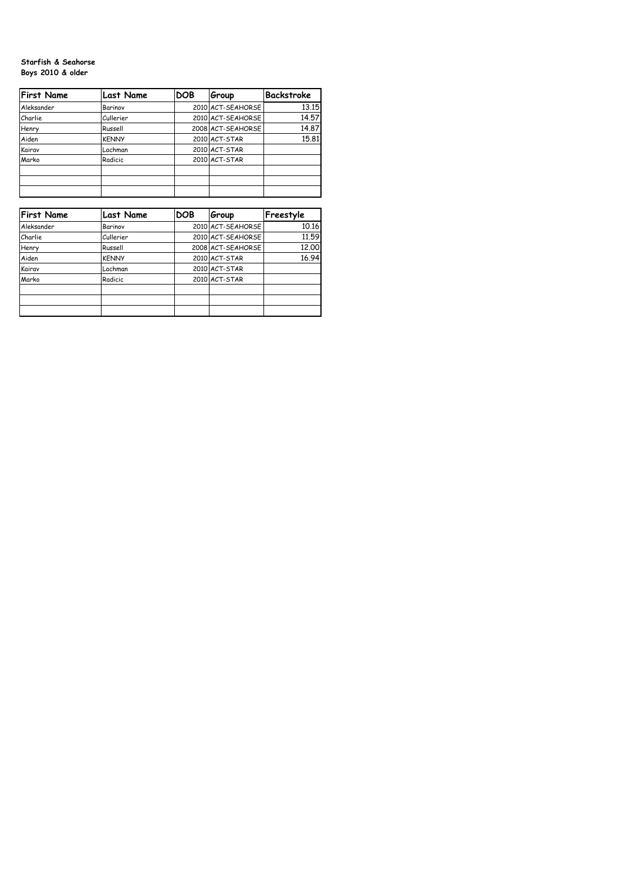**Starfish & Seahorse**
**Boys 2010 & older**

| First Name | Last Name | DOB | Group | Backstroke |
|---|---|---|---|---|
| Aleksander | Barinov | 2010 | ACT-SEAHORSE | 13.15 |
| Charlie | Cullerier | 2010 | ACT-SEAHORSE | 14.57 |
| Henry | Russell | 2008 | ACT-SEAHORSE | 14.87 |
| Aiden | KENNY | 2010 | ACT-STAR | 15.81 |
| Kairav | Lachman | 2010 | ACT-STAR | |
| Marko | Radicic | 2010 | ACT-STAR | |
| | | | | |
| | | | | |
| | | | | |

| First Name | Last Name | DOB | Group | Freestyle |
|---|---|---|---|---|
| Aleksander | Barinov | 2010 | ACT-SEAHORSE | 10.16 |
| Charlie | Cullerier | 2010 | ACT-SEAHORSE | 11.59 |
| Henry | Russell | 2008 | ACT-SEAHORSE | 12.00 |
| Aiden | KENNY | 2010 | ACT-STAR | 16.94 |
| Kairav | Lachman | 2010 | ACT-STAR | |
| Marko | Radicic | 2010 | ACT-STAR | |
| | | | | |
| | | | | |
| | | | | |